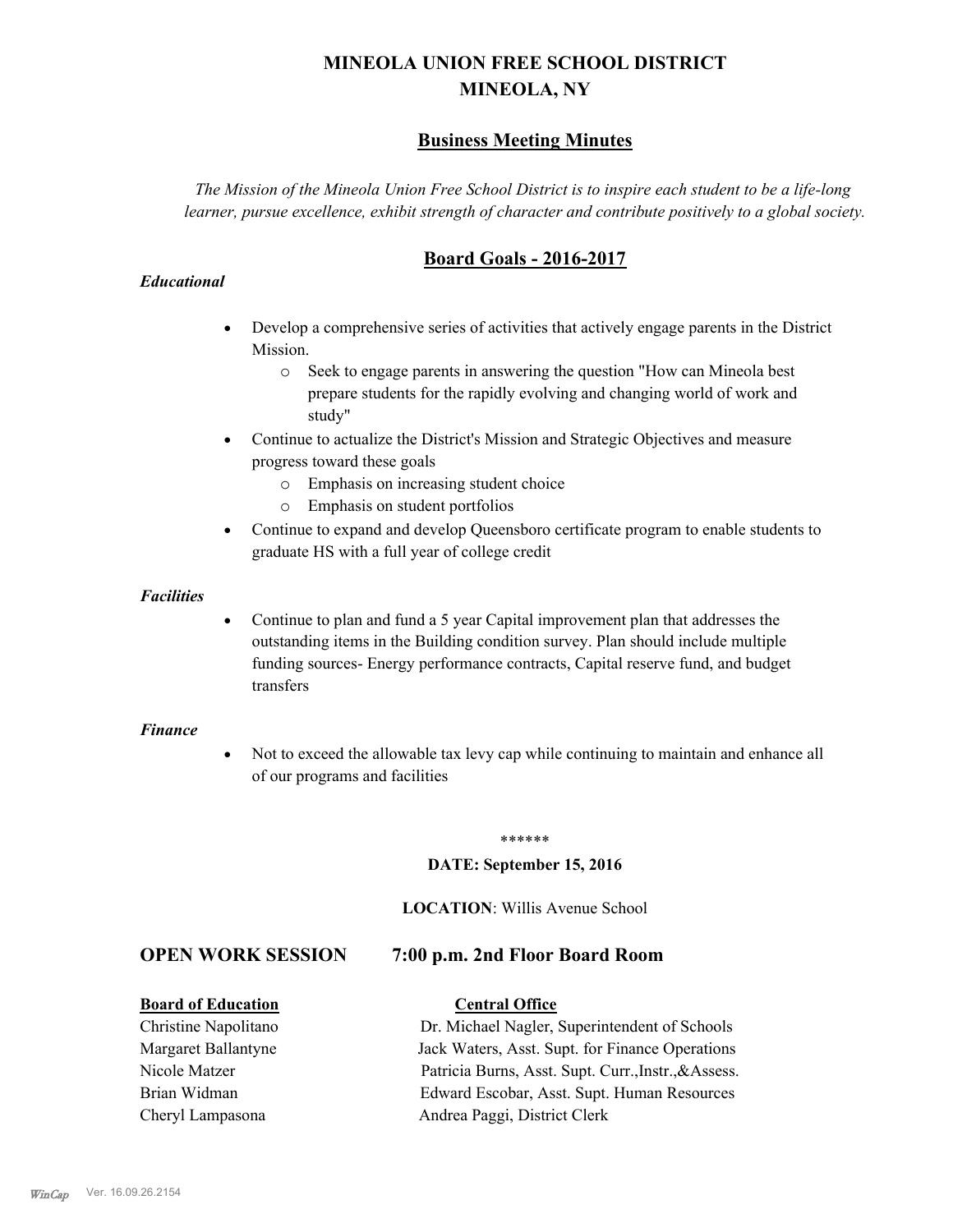# MINEOLA UNION FREE SCHOOL DISTRICT
# MINEOLA, NY

## Business Meeting Minutes

*The Mission of the Mineola Union Free School District is to inspire each student to be a life-long learner, pursue excellence, exhibit strength of character and contribute positively to a global society.*

## Board Goals - 2016-2017

***Educational***

- Develop a comprehensive series of activities that actively engage parents in the District Mission.
  - Seek to engage parents in answering the question "How can Mineola best prepare students for the rapidly evolving and changing world of work and study"
- Continue to actualize the District's Mission and Strategic Objectives and measure progress toward these goals
  - Emphasis on increasing student choice
  - Emphasis on student portfolios
- Continue to expand and develop Queensboro certificate program to enable students to graduate HS with a full year of college credit

***Facilities***

- Continue to plan and fund a 5 year Capital improvement plan that addresses the outstanding items in the Building condition survey. Plan should include multiple funding sources- Energy performance contracts, Capital reserve fund, and budget transfers

***Finance***

- Not to exceed the allowable tax levy cap while continuing to maintain and enhance all of our programs and facilities

******

**DATE: September 15, 2016**

**LOCATION**: Willis Avenue School

## OPEN WORK SESSION 7:00 p.m. 2nd Floor Board Room

| **Board of Education** | **Central Office** |
|---|---|
| Christine Napolitano | Dr. Michael Nagler, Superintendent of Schools |
| Margaret Ballantyne | Jack Waters, Asst. Supt. for Finance Operations |
| Nicole Matzer | Patricia Burns, Asst. Supt. Curr.,Instr.,&Assess. |
| Brian Widman | Edward Escobar, Asst. Supt. Human Resources |
| Cheryl Lampasona | Andrea Paggi, District Clerk |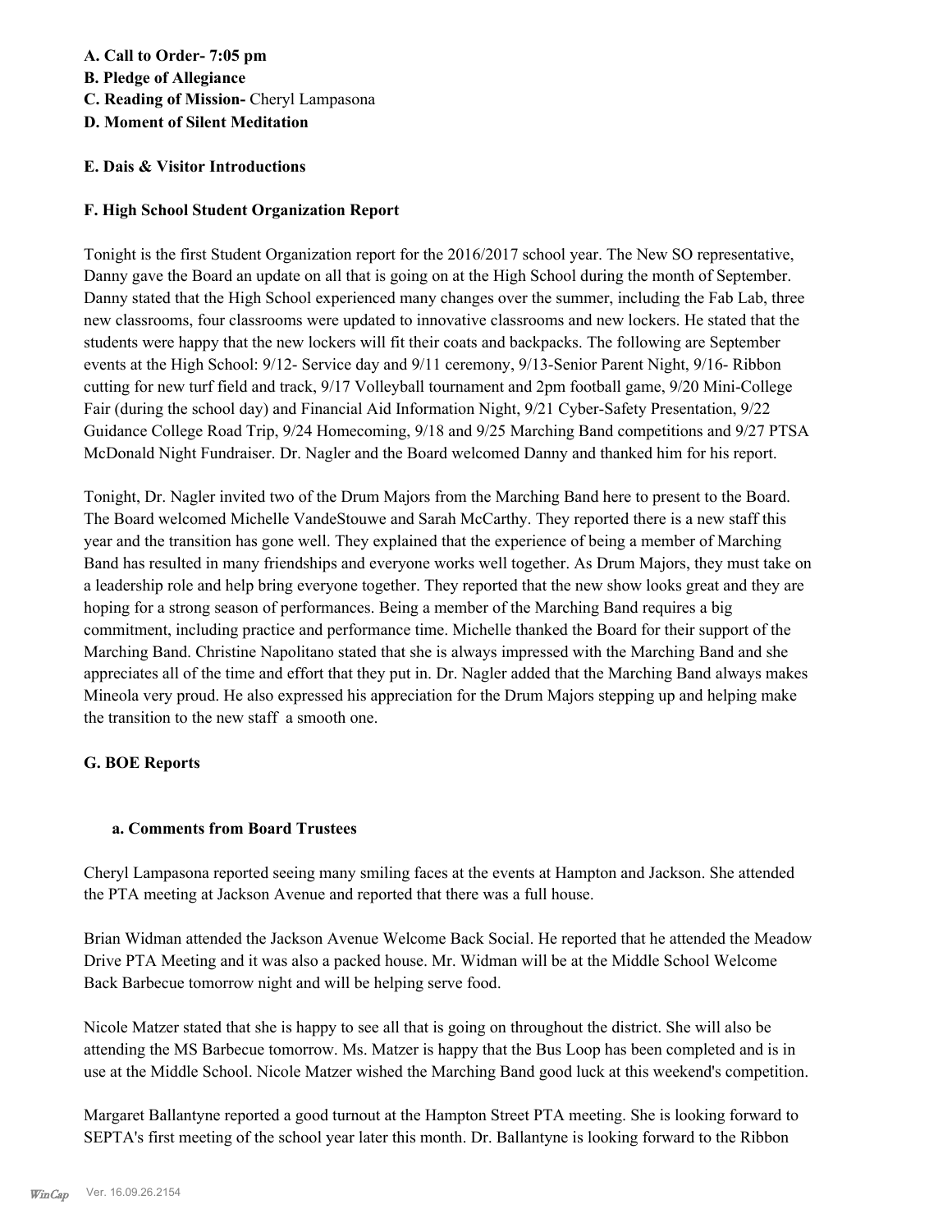**A. Call to Order- 7:05 pm**
**B. Pledge of Allegiance**
**C. Reading of Mission-** Cheryl Lampasona
**D. Moment of Silent Meditation**

**E. Dais & Visitor Introductions**

**F. High School Student Organization Report**

Tonight is the first Student Organization report for the 2016/2017 school year. The New SO representative, Danny gave the Board an update on all that is going on at the High School during the month of September. Danny stated that the High School experienced many changes over the summer, including the Fab Lab, three new classrooms, four classrooms were updated to innovative classrooms and new lockers. He stated that the students were happy that the new lockers will fit their coats and backpacks. The following are September events at the High School: 9/12- Service day and 9/11 ceremony, 9/13-Senior Parent Night, 9/16- Ribbon cutting for new turf field and track, 9/17 Volleyball tournament and 2pm football game, 9/20 Mini-College Fair (during the school day) and Financial Aid Information Night, 9/21 Cyber-Safety Presentation, 9/22 Guidance College Road Trip, 9/24 Homecoming, 9/18 and 9/25 Marching Band competitions and 9/27 PTSA McDonald Night Fundraiser. Dr. Nagler and the Board welcomed Danny and thanked him for his report.

Tonight, Dr. Nagler invited two of the Drum Majors from the Marching Band here to present to the Board. The Board welcomed Michelle VandeStouwe and Sarah McCarthy. They reported there is a new staff this year and the transition has gone well. They explained that the experience of being a member of Marching Band has resulted in many friendships and everyone works well together. As Drum Majors, they must take on a leadership role and help bring everyone together. They reported that the new show looks great and they are hoping for a strong season of performances. Being a member of the Marching Band requires a big commitment, including practice and performance time. Michelle thanked the Board for their support of the Marching Band. Christine Napolitano stated that she is always impressed with the Marching Band and she appreciates all of the time and effort that they put in. Dr. Nagler added that the Marching Band always makes Mineola very proud. He also expressed his appreciation for the Drum Majors stepping up and helping make the transition to the new staff a smooth one.

**G. BOE Reports**

**a. Comments from Board Trustees**

Cheryl Lampasona reported seeing many smiling faces at the events at Hampton and Jackson. She attended the PTA meeting at Jackson Avenue and reported that there was a full house.

Brian Widman attended the Jackson Avenue Welcome Back Social. He reported that he attended the Meadow Drive PTA Meeting and it was also a packed house. Mr. Widman will be at the Middle School Welcome Back Barbecue tomorrow night and will be helping serve food.

Nicole Matzer stated that she is happy to see all that is going on throughout the district. She will also be attending the MS Barbecue tomorrow. Ms. Matzer is happy that the Bus Loop has been completed and is in use at the Middle School. Nicole Matzer wished the Marching Band good luck at this weekend's competition.

Margaret Ballantyne reported a good turnout at the Hampton Street PTA meeting. She is looking forward to SEPTA's first meeting of the school year later this month. Dr. Ballantyne is looking forward to the Ribbon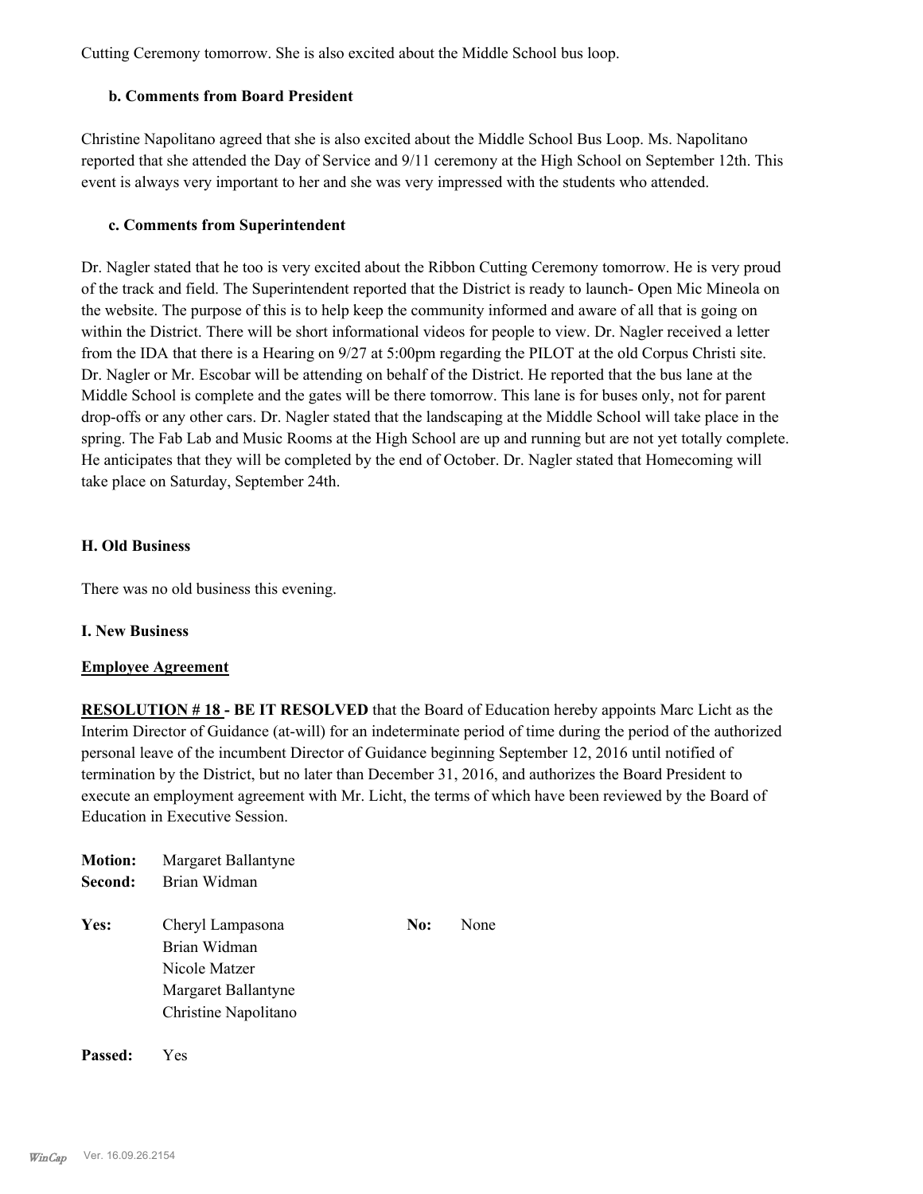Cutting Ceremony tomorrow. She is also excited about the Middle School bus loop.

### b. Comments from Board President

Christine Napolitano agreed that she is also excited about the Middle School Bus Loop. Ms. Napolitano reported that she attended the Day of Service and 9/11 ceremony at the High School on September 12th. This event is always very important to her and she was very impressed with the students who attended.

### c. Comments from Superintendent

Dr. Nagler stated that he too is very excited about the Ribbon Cutting Ceremony tomorrow. He is very proud of the track and field. The Superintendent reported that the District is ready to launch- Open Mic Mineola on the website. The purpose of this is to help keep the community informed and aware of all that is going on within the District. There will be short informational videos for people to view. Dr. Nagler received a letter from the IDA that there is a Hearing on 9/27 at 5:00pm regarding the PILOT at the old Corpus Christi site. Dr. Nagler or Mr. Escobar will be attending on behalf of the District. He reported that the bus lane at the Middle School is complete and the gates will be there tomorrow. This lane is for buses only, not for parent drop-offs or any other cars. Dr. Nagler stated that the landscaping at the Middle School will take place in the spring. The Fab Lab and Music Rooms at the High School are up and running but are not yet totally complete. He anticipates that they will be completed by the end of October. Dr. Nagler stated that Homecoming will take place on Saturday, September 24th.

## H. Old Business

There was no old business this evening.

## I. New Business

**Employee Agreement**

**RESOLUTION # 18 - BE IT RESOLVED** that the Board of Education hereby appoints Marc Licht as the Interim Director of Guidance (at-will) for an indeterminate period of time during the period of the authorized personal leave of the incumbent Director of Guidance beginning September 12, 2016 until notified of termination by the District, but no later than December 31, 2016, and authorizes the Board President to execute an employment agreement with Mr. Licht, the terms of which have been reviewed by the Board of Education in Executive Session.

**Motion:** Margaret Ballantyne
**Second:** Brian Widman

**Yes:** Cheryl Lampasona, Brian Widman, Nicole Matzer, Margaret Ballantyne, Christine Napolitano

**No:** None

**Passed:** Yes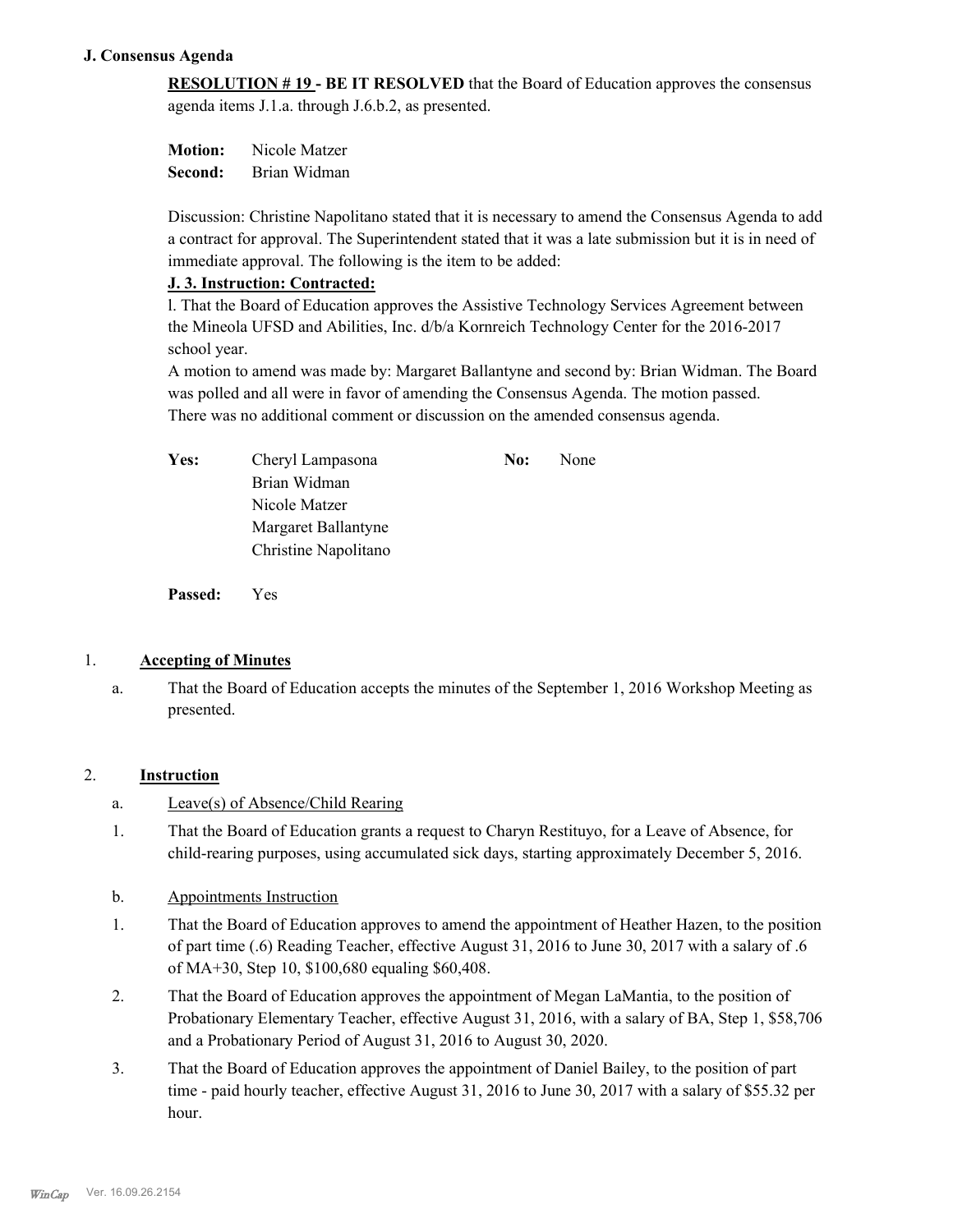### J. Consensus Agenda

**RESOLUTION # 19 - BE IT RESOLVED** that the Board of Education approves the consensus agenda items J.1.a. through J.6.b.2, as presented.

**Motion:** Nicole Matzer
**Second:** Brian Widman

Discussion: Christine Napolitano stated that it is necessary to amend the Consensus Agenda to add a contract for approval. The Superintendent stated that it was a late submission but it is in need of immediate approval. The following is the item to be added:

**J. 3. Instruction: Contracted:**

l. That the Board of Education approves the Assistive Technology Services Agreement between the Mineola UFSD and Abilities, Inc. d/b/a Kornreich Technology Center for the 2016-2017 school year.

A motion to amend was made by: Margaret Ballantyne and second by: Brian Widman. The Board was polled and all were in favor of amending the Consensus Agenda. The motion passed. There was no additional comment or discussion on the amended consensus agenda.

| | | | |
|---|---|---|---|
| **Yes:** | Cheryl Lampasona | **No:** | None |
| | Brian Widman | | |
| | Nicole Matzer | | |
| | Margaret Ballantyne | | |
| | Christine Napolitano | | |

**Passed:** Yes

1. **Accepting of Minutes**

   a. That the Board of Education accepts the minutes of the September 1, 2016 Workshop Meeting as presented.

2. **Instruction**

   a. Leave(s) of Absence/Child Rearing

   1. That the Board of Education grants a request to Charyn Restituyo, for a Leave of Absence, for child-rearing purposes, using accumulated sick days, starting approximately December 5, 2016.

   b. Appointments Instruction

   1. That the Board of Education approves to amend the appointment of Heather Hazen, to the position of part time (.6) Reading Teacher, effective August 31, 2016 to June 30, 2017 with a salary of .6 of MA+30, Step 10, $100,680 equaling $60,408.
   2. That the Board of Education approves the appointment of Megan LaMantia, to the position of Probationary Elementary Teacher, effective August 31, 2016, with a salary of BA, Step 1, $58,706 and a Probationary Period of August 31, 2016 to August 30, 2020.
   3. That the Board of Education approves the appointment of Daniel Bailey, to the position of part time - paid hourly teacher, effective August 31, 2016 to June 30, 2017 with a salary of $55.32 per hour.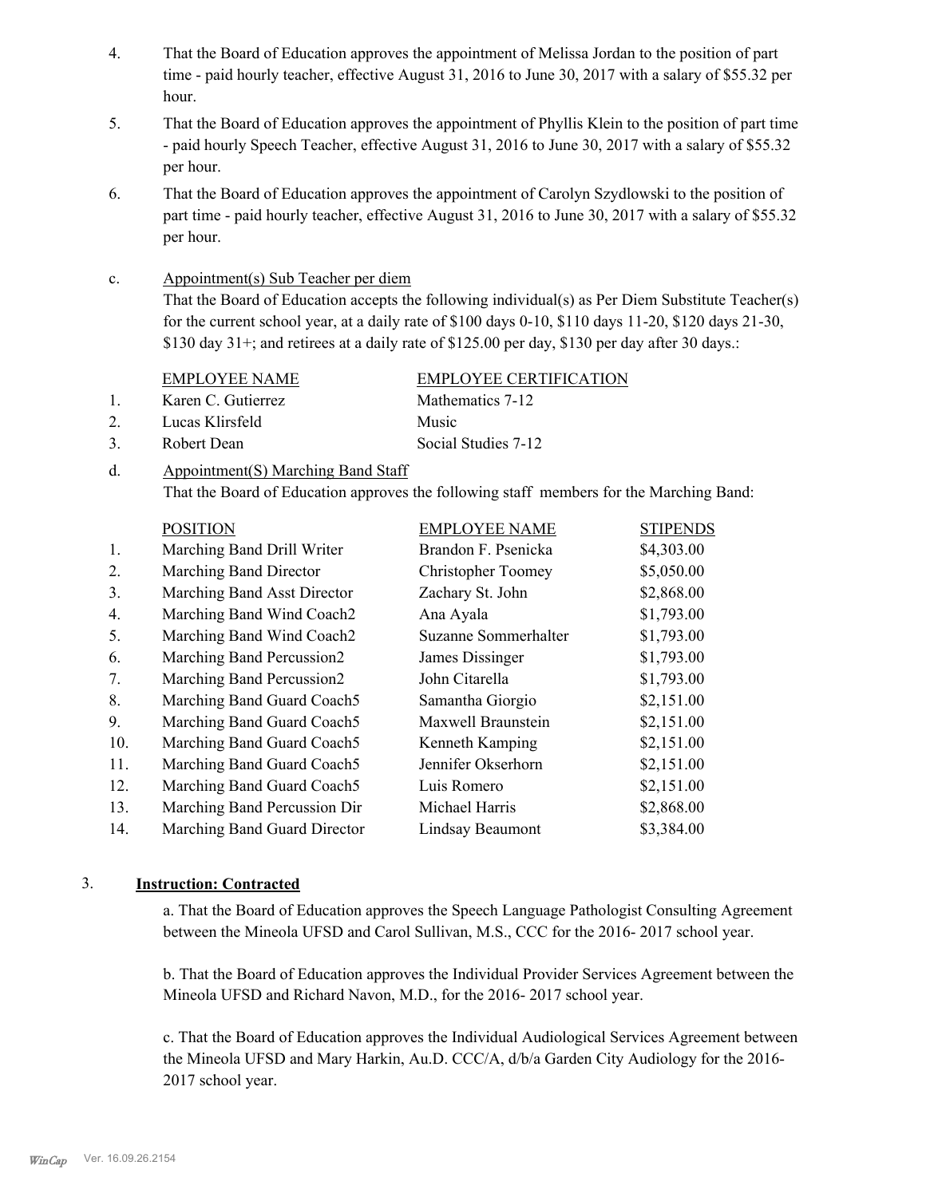4. That the Board of Education approves the appointment of Melissa Jordan to the position of part time - paid hourly teacher, effective August 31, 2016 to June 30, 2017 with a salary of $55.32 per hour.

5. That the Board of Education approves the appointment of Phyllis Klein to the position of part time - paid hourly Speech Teacher, effective August 31, 2016 to June 30, 2017 with a salary of $55.32 per hour.

6. That the Board of Education approves the appointment of Carolyn Szydlowski to the position of part time - paid hourly teacher, effective August 31, 2016 to June 30, 2017 with a salary of $55.32 per hour.

c. Appointment(s) Sub Teacher per diem

That the Board of Education accepts the following individual(s) as Per Diem Substitute Teacher(s) for the current school year, at a daily rate of $100 days 0-10, $110 days 11-20, $120 days 21-30, $130 day 31+; and retirees at a daily rate of $125.00 per day, $130 per day after 30 days.:

| | EMPLOYEE NAME | EMPLOYEE CERTIFICATION |
|---|---|---|
| 1. | Karen C. Gutierrez | Mathematics 7-12 |
| 2. | Lucas Klirsfeld | Music |
| 3. | Robert Dean | Social Studies 7-12 |

d. Appointment(S) Marching Band Staff

That the Board of Education approves the following staff members for the Marching Band:

| | POSITION | EMPLOYEE NAME | STIPENDS |
|---|---|---|---|
| 1. | Marching Band Drill Writer | Brandon F. Psenicka | $4,303.00 |
| 2. | Marching Band Director | Christopher Toomey | $5,050.00 |
| 3. | Marching Band Asst Director | Zachary St. John | $2,868.00 |
| 4. | Marching Band Wind Coach2 | Ana Ayala | $1,793.00 |
| 5. | Marching Band Wind Coach2 | Suzanne Sommerhalter | $1,793.00 |
| 6. | Marching Band Percussion2 | James Dissinger | $1,793.00 |
| 7. | Marching Band Percussion2 | John Citarella | $1,793.00 |
| 8. | Marching Band Guard Coach5 | Samantha Giorgio | $2,151.00 |
| 9. | Marching Band Guard Coach5 | Maxwell Braunstein | $2,151.00 |
| 10. | Marching Band Guard Coach5 | Kenneth Kamping | $2,151.00 |
| 11. | Marching Band Guard Coach5 | Jennifer Okserhorn | $2,151.00 |
| 12. | Marching Band Guard Coach5 | Luis Romero | $2,151.00 |
| 13. | Marching Band Percussion Dir | Michael Harris | $2,868.00 |
| 14. | Marching Band Guard Director | Lindsay Beaumont | $3,384.00 |

3. **Instruction: Contracted**

a. That the Board of Education approves the Speech Language Pathologist Consulting Agreement between the Mineola UFSD and Carol Sullivan, M.S., CCC for the 2016- 2017 school year.

b. That the Board of Education approves the Individual Provider Services Agreement between the Mineola UFSD and Richard Navon, M.D., for the 2016- 2017 school year.

c. That the Board of Education approves the Individual Audiological Services Agreement between the Mineola UFSD and Mary Harkin, Au.D. CCC/A, d/b/a Garden City Audiology for the 2016-2017 school year.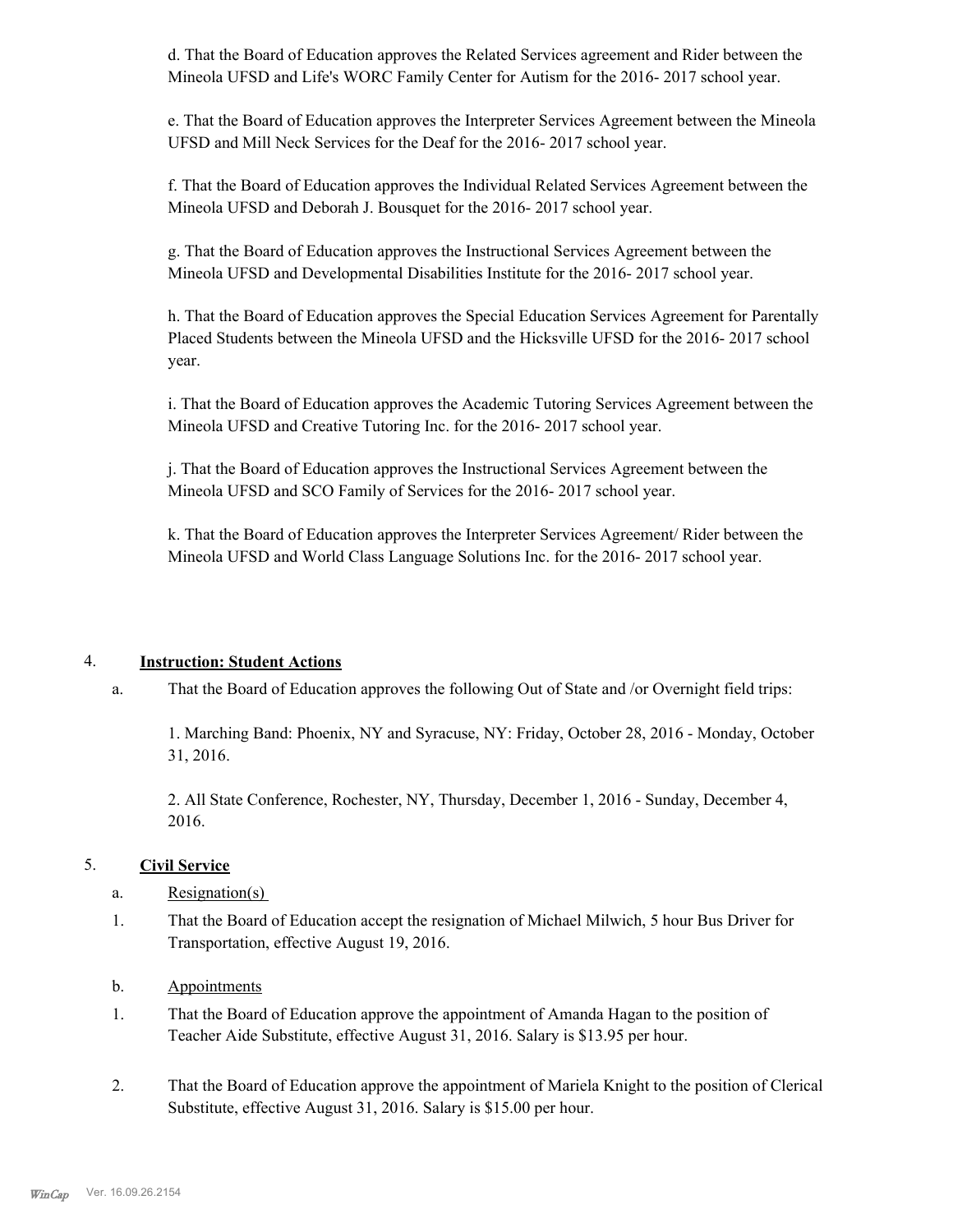d. That the Board of Education approves the Related Services agreement and Rider between the Mineola UFSD and Life's WORC Family Center for Autism for the 2016- 2017 school year.

e. That the Board of Education approves the Interpreter Services Agreement between the Mineola UFSD and Mill Neck Services for the Deaf for the 2016- 2017 school year.

f. That the Board of Education approves the Individual Related Services Agreement between the Mineola UFSD and Deborah J. Bousquet for the 2016- 2017 school year.

g. That the Board of Education approves the Instructional Services Agreement between the Mineola UFSD and Developmental Disabilities Institute for the 2016- 2017 school year.

h. That the Board of Education approves the Special Education Services Agreement for Parentally Placed Students between the Mineola UFSD and the Hicksville UFSD for the 2016- 2017 school year.

i. That the Board of Education approves the Academic Tutoring Services Agreement between the Mineola UFSD and Creative Tutoring Inc. for the 2016- 2017 school year.

j. That the Board of Education approves the Instructional Services Agreement between the Mineola UFSD and SCO Family of Services for the 2016- 2017 school year.

k. That the Board of Education approves the Interpreter Services Agreement/ Rider between the Mineola UFSD and World Class Language Solutions Inc. for the 2016- 2017 school year.

4. **Instruction: Student Actions**

a. That the Board of Education approves the following Out of State and /or Overnight field trips:

1. Marching Band: Phoenix, NY and Syracuse, NY: Friday, October 28, 2016 - Monday, October 31, 2016.

2. All State Conference, Rochester, NY, Thursday, December 1, 2016 - Sunday, December 4, 2016.

5. **Civil Service**

a. Resignation(s)

1. That the Board of Education accept the resignation of Michael Milwich, 5 hour Bus Driver for Transportation, effective August 19, 2016.

b. Appointments

1. That the Board of Education approve the appointment of Amanda Hagan to the position of Teacher Aide Substitute, effective August 31, 2016. Salary is $13.95 per hour.

2. That the Board of Education approve the appointment of Mariela Knight to the position of Clerical Substitute, effective August 31, 2016. Salary is $15.00 per hour.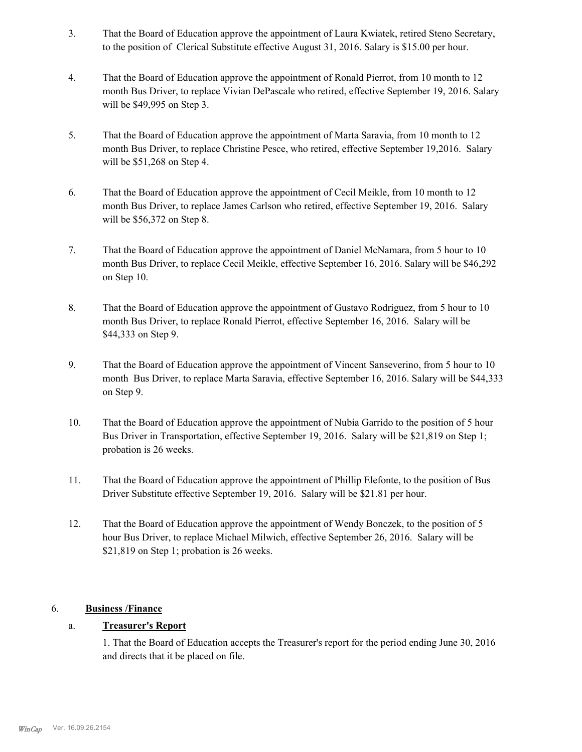3. That the Board of Education approve the appointment of Laura Kwiatek, retired Steno Secretary, to the position of Clerical Substitute effective August 31, 2016. Salary is $15.00 per hour.

4. That the Board of Education approve the appointment of Ronald Pierrot, from 10 month to 12 month Bus Driver, to replace Vivian DePascale who retired, effective September 19, 2016. Salary will be $49,995 on Step 3.

5. That the Board of Education approve the appointment of Marta Saravia, from 10 month to 12 month Bus Driver, to replace Christine Pesce, who retired, effective September 19,2016. Salary will be $51,268 on Step 4.

6. That the Board of Education approve the appointment of Cecil Meikle, from 10 month to 12 month Bus Driver, to replace James Carlson who retired, effective September 19, 2016. Salary will be $56,372 on Step 8.

7. That the Board of Education approve the appointment of Daniel McNamara, from 5 hour to 10 month Bus Driver, to replace Cecil Meikle, effective September 16, 2016. Salary will be $46,292 on Step 10.

8. That the Board of Education approve the appointment of Gustavo Rodriguez, from 5 hour to 10 month Bus Driver, to replace Ronald Pierrot, effective September 16, 2016. Salary will be $44,333 on Step 9.

9. That the Board of Education approve the appointment of Vincent Sanseverino, from 5 hour to 10 month Bus Driver, to replace Marta Saravia, effective September 16, 2016. Salary will be $44,333 on Step 9.

10. That the Board of Education approve the appointment of Nubia Garrido to the position of 5 hour Bus Driver in Transportation, effective September 19, 2016. Salary will be $21,819 on Step 1; probation is 26 weeks.

11. That the Board of Education approve the appointment of Phillip Elefonte, to the position of Bus Driver Substitute effective September 19, 2016. Salary will be $21.81 per hour.

12. That the Board of Education approve the appointment of Wendy Bonczek, to the position of 5 hour Bus Driver, to replace Michael Milwich, effective September 26, 2016. Salary will be $21,819 on Step 1; probation is 26 weeks.

## 6. **Business /Finance**

### a. **Treasurer's Report**

1. That the Board of Education accepts the Treasurer's report for the period ending June 30, 2016 and directs that it be placed on file.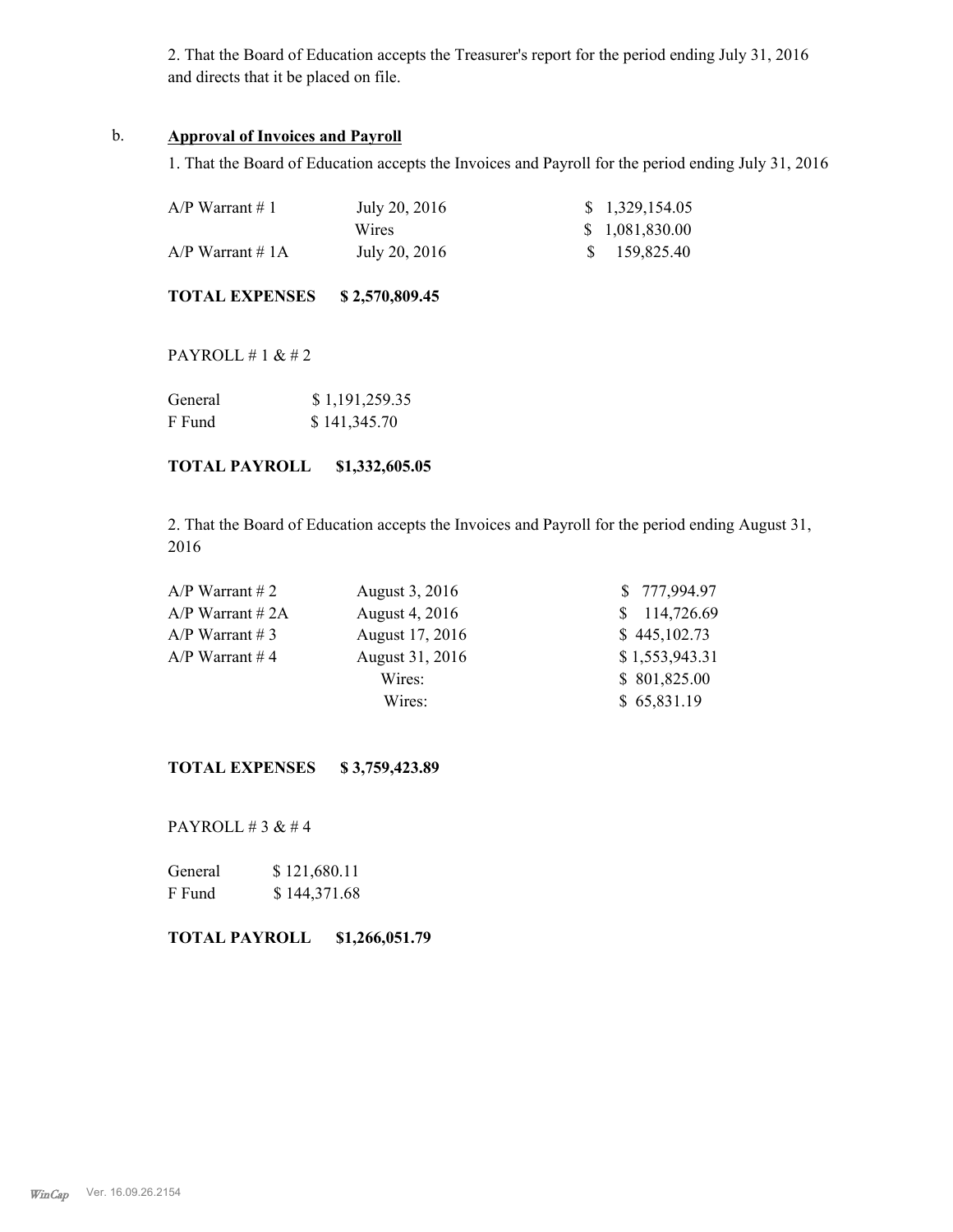2. That the Board of Education accepts the Treasurer's report for the period ending July 31, 2016 and directs that it be placed on file.

b. **Approval of Invoices and Payroll**

1. That the Board of Education accepts the Invoices and Payroll for the period ending July 31, 2016

| | | |
|---|---|---|
| A/P Warrant # 1 | July 20, 2016 | $ 1,329,154.05 |
| | Wires | $ 1,081,830.00 |
| A/P Warrant # 1A | July 20, 2016 | $ 159,825.40 |

**TOTAL EXPENSES $ 2,570,809.45**

PAYROLL # 1 & # 2

| | |
|---|---|
| General | $ 1,191,259.35 |
| F Fund | $ 141,345.70 |

**TOTAL PAYROLL $1,332,605.05**

2. That the Board of Education accepts the Invoices and Payroll for the period ending August 31, 2016

| | | |
|---|---|---|
| A/P Warrant # 2 | August 3, 2016 | $ 777,994.97 |
| A/P Warrant # 2A | August 4, 2016 | $ 114,726.69 |
| A/P Warrant # 3 | August 17, 2016 | $ 445,102.73 |
| A/P Warrant # 4 | August 31, 2016 | $ 1,553,943.31 |
| | Wires: | $ 801,825.00 |
| | Wires: | $ 65,831.19 |

**TOTAL EXPENSES $ 3,759,423.89**

PAYROLL # 3 & # 4

| | |
|---|---|
| General | $ 121,680.11 |
| F Fund | $ 144,371.68 |

**TOTAL PAYROLL $1,266,051.79**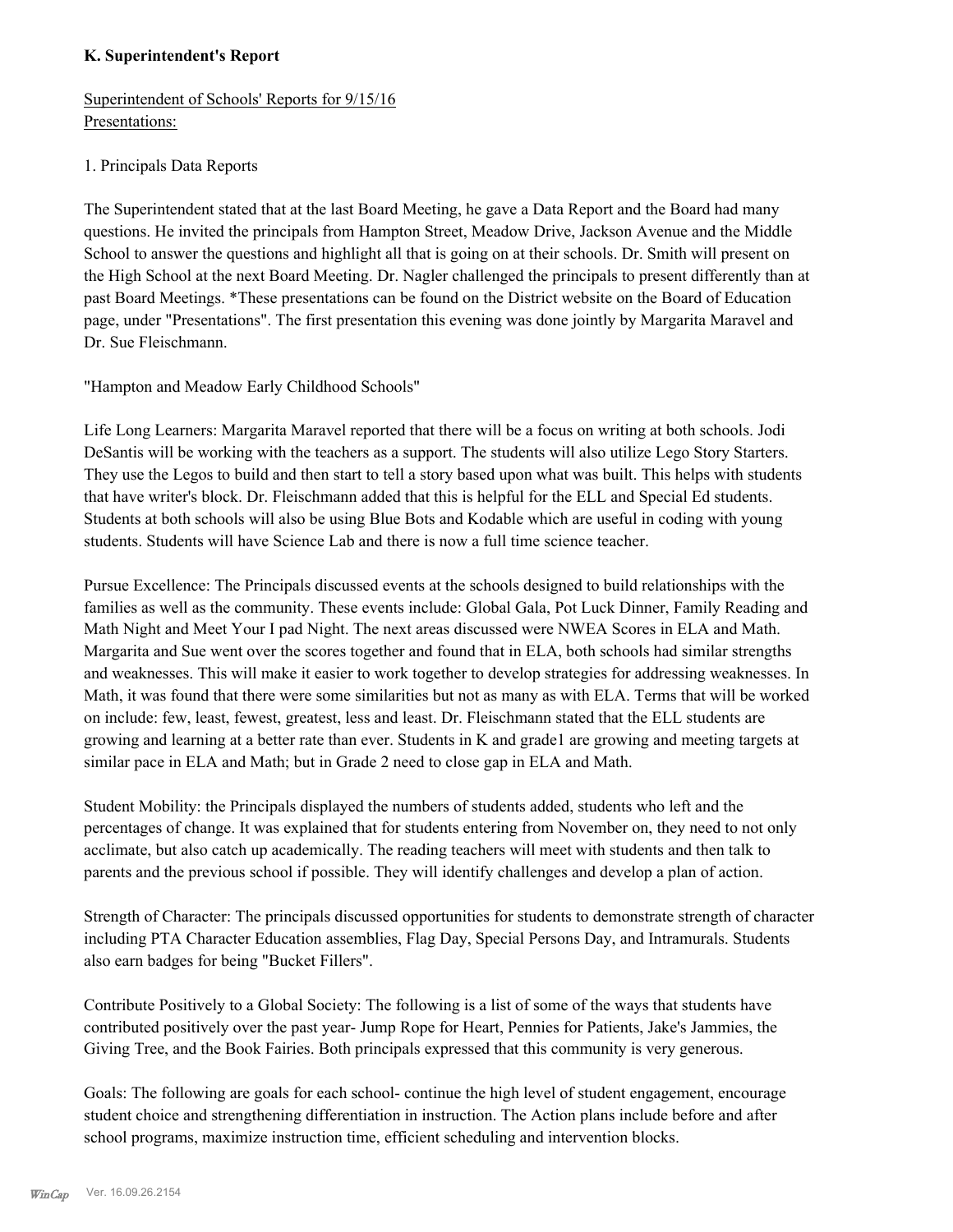### K. Superintendent's Report

Superintendent of Schools' Reports for 9/15/16
Presentations:

1. Principals Data Reports

The Superintendent stated that at the last Board Meeting, he gave a Data Report and the Board had many questions. He invited the principals from Hampton Street, Meadow Drive, Jackson Avenue and the Middle School to answer the questions and highlight all that is going on at their schools. Dr. Smith will present on the High School at the next Board Meeting. Dr. Nagler challenged the principals to present differently than at past Board Meetings. *These presentations can be found on the District website on the Board of Education page, under "Presentations". The first presentation this evening was done jointly by Margarita Maravel and Dr. Sue Fleischmann.

"Hampton and Meadow Early Childhood Schools"

Life Long Learners: Margarita Maravel reported that there will be a focus on writing at both schools. Jodi DeSantis will be working with the teachers as a support. The students will also utilize Lego Story Starters. They use the Legos to build and then start to tell a story based upon what was built. This helps with students that have writer's block. Dr. Fleischmann added that this is helpful for the ELL and Special Ed students. Students at both schools will also be using Blue Bots and Kodable which are useful in coding with young students. Students will have Science Lab and there is now a full time science teacher.

Pursue Excellence: The Principals discussed events at the schools designed to build relationships with the families as well as the community. These events include: Global Gala, Pot Luck Dinner, Family Reading and Math Night and Meet Your I pad Night. The next areas discussed were NWEA Scores in ELA and Math. Margarita and Sue went over the scores together and found that in ELA, both schools had similar strengths and weaknesses. This will make it easier to work together to develop strategies for addressing weaknesses. In Math, it was found that there were some similarities but not as many as with ELA. Terms that will be worked on include: few, least, fewest, greatest, less and least. Dr. Fleischmann stated that the ELL students are growing and learning at a better rate than ever. Students in K and grade1 are growing and meeting targets at similar pace in ELA and Math; but in Grade 2 need to close gap in ELA and Math.

Student Mobility: the Principals displayed the numbers of students added, students who left and the percentages of change. It was explained that for students entering from November on, they need to not only acclimate, but also catch up academically. The reading teachers will meet with students and then talk to parents and the previous school if possible. They will identify challenges and develop a plan of action.

Strength of Character: The principals discussed opportunities for students to demonstrate strength of character including PTA Character Education assemblies, Flag Day, Special Persons Day, and Intramurals. Students also earn badges for being "Bucket Fillers".

Contribute Positively to a Global Society: The following is a list of some of the ways that students have contributed positively over the past year- Jump Rope for Heart, Pennies for Patients, Jake's Jammies, the Giving Tree, and the Book Fairies. Both principals expressed that this community is very generous.

Goals: The following are goals for each school- continue the high level of student engagement, encourage student choice and strengthening differentiation in instruction. The Action plans include before and after school programs, maximize instruction time, efficient scheduling and intervention blocks.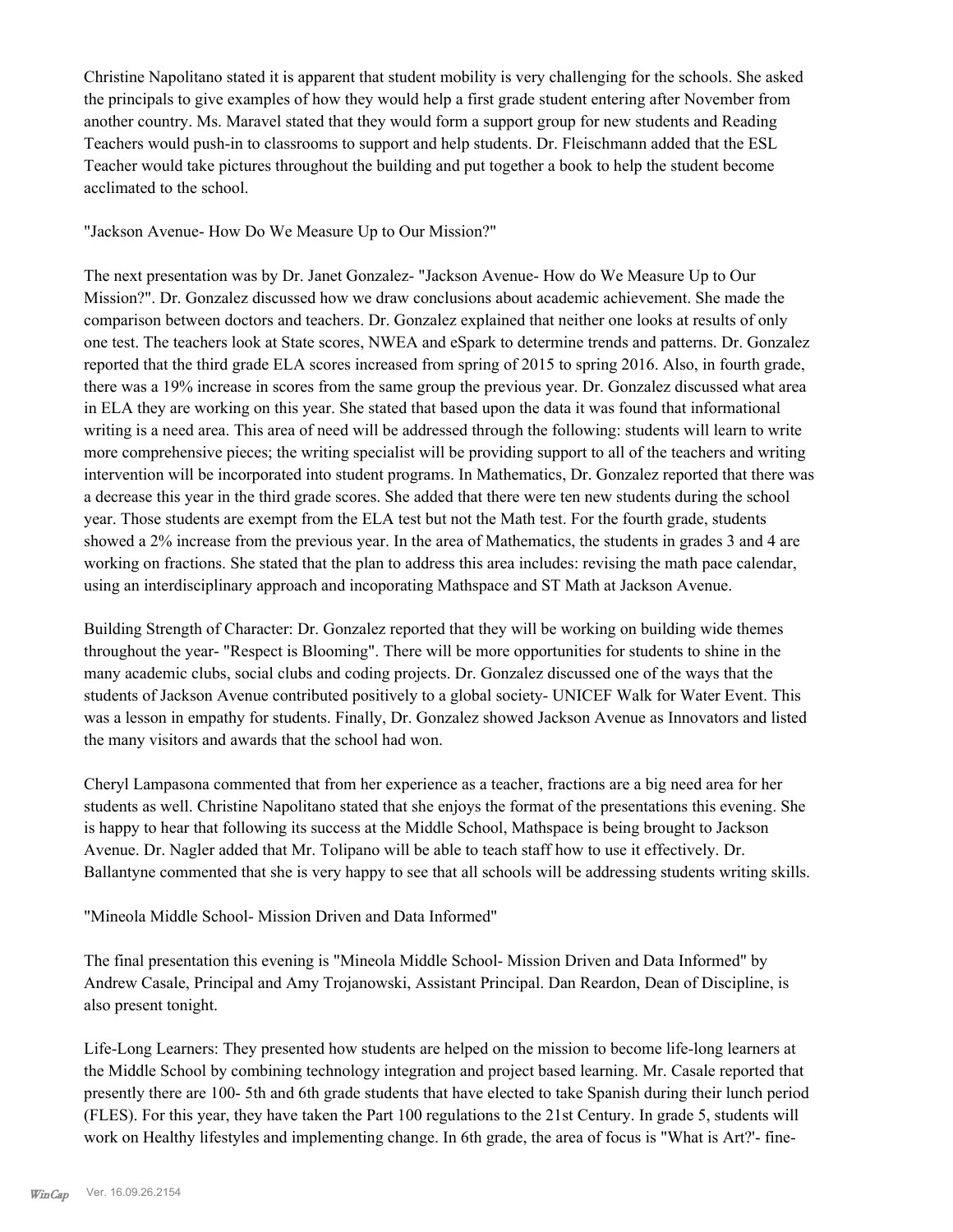Christine Napolitano stated it is apparent that student mobility is very challenging for the schools. She asked the principals to give examples of how they would help a first grade student entering after November from another country. Ms. Maravel stated that they would form a support group for new students and Reading Teachers would push-in to classrooms to support and help students. Dr. Fleischmann added that the ESL Teacher would take pictures throughout the building and put together a book to help the student become acclimated to the school.

"Jackson Avenue- How Do We Measure Up to Our Mission?"

The next presentation was by Dr. Janet Gonzalez- "Jackson Avenue- How do We Measure Up to Our Mission?". Dr. Gonzalez discussed how we draw conclusions about academic achievement. She made the comparison between doctors and teachers. Dr. Gonzalez explained that neither one looks at results of only one test. The teachers look at State scores, NWEA and eSpark to determine trends and patterns. Dr. Gonzalez reported that the third grade ELA scores increased from spring of 2015 to spring 2016. Also, in fourth grade, there was a 19% increase in scores from the same group the previous year. Dr. Gonzalez discussed what area in ELA they are working on this year. She stated that based upon the data it was found that informational writing is a need area. This area of need will be addressed through the following: students will learn to write more comprehensive pieces; the writing specialist will be providing support to all of the teachers and writing intervention will be incorporated into student programs. In Mathematics, Dr. Gonzalez reported that there was a decrease this year in the third grade scores. She added that there were ten new students during the school year. Those students are exempt from the ELA test but not the Math test. For the fourth grade, students showed a 2% increase from the previous year. In the area of Mathematics, the students in grades 3 and 4 are working on fractions. She stated that the plan to address this area includes: revising the math pace calendar, using an interdisciplinary approach and incoporating Mathspace and ST Math at Jackson Avenue.

Building Strength of Character: Dr. Gonzalez reported that they will be working on building wide themes throughout the year- "Respect is Blooming". There will be more opportunities for students to shine in the many academic clubs, social clubs and coding projects. Dr. Gonzalez discussed one of the ways that the students of Jackson Avenue contributed positively to a global society- UNICEF Walk for Water Event. This was a lesson in empathy for students. Finally, Dr. Gonzalez showed Jackson Avenue as Innovators and listed the many visitors and awards that the school had won.

Cheryl Lampasona commented that from her experience as a teacher, fractions are a big need area for her students as well. Christine Napolitano stated that she enjoys the format of the presentations this evening. She is happy to hear that following its success at the Middle School, Mathspace is being brought to Jackson Avenue. Dr. Nagler added that Mr. Tolipano will be able to teach staff how to use it effectively. Dr. Ballantyne commented that she is very happy to see that all schools will be addressing students writing skills.

"Mineola Middle School- Mission Driven and Data Informed"

The final presentation this evening is "Mineola Middle School- Mission Driven and Data Informed" by Andrew Casale, Principal and Amy Trojanowski, Assistant Principal. Dan Reardon, Dean of Discipline, is also present tonight.

Life-Long Learners: They presented how students are helped on the mission to become life-long learners at the Middle School by combining technology integration and project based learning. Mr. Casale reported that presently there are 100- 5th and 6th grade students that have elected to take Spanish during their lunch period (FLES). For this year, they have taken the Part 100 regulations to the 21st Century. In grade 5, students will work on Healthy lifestyles and implementing change. In 6th grade, the area of focus is "What is Art?'- fine-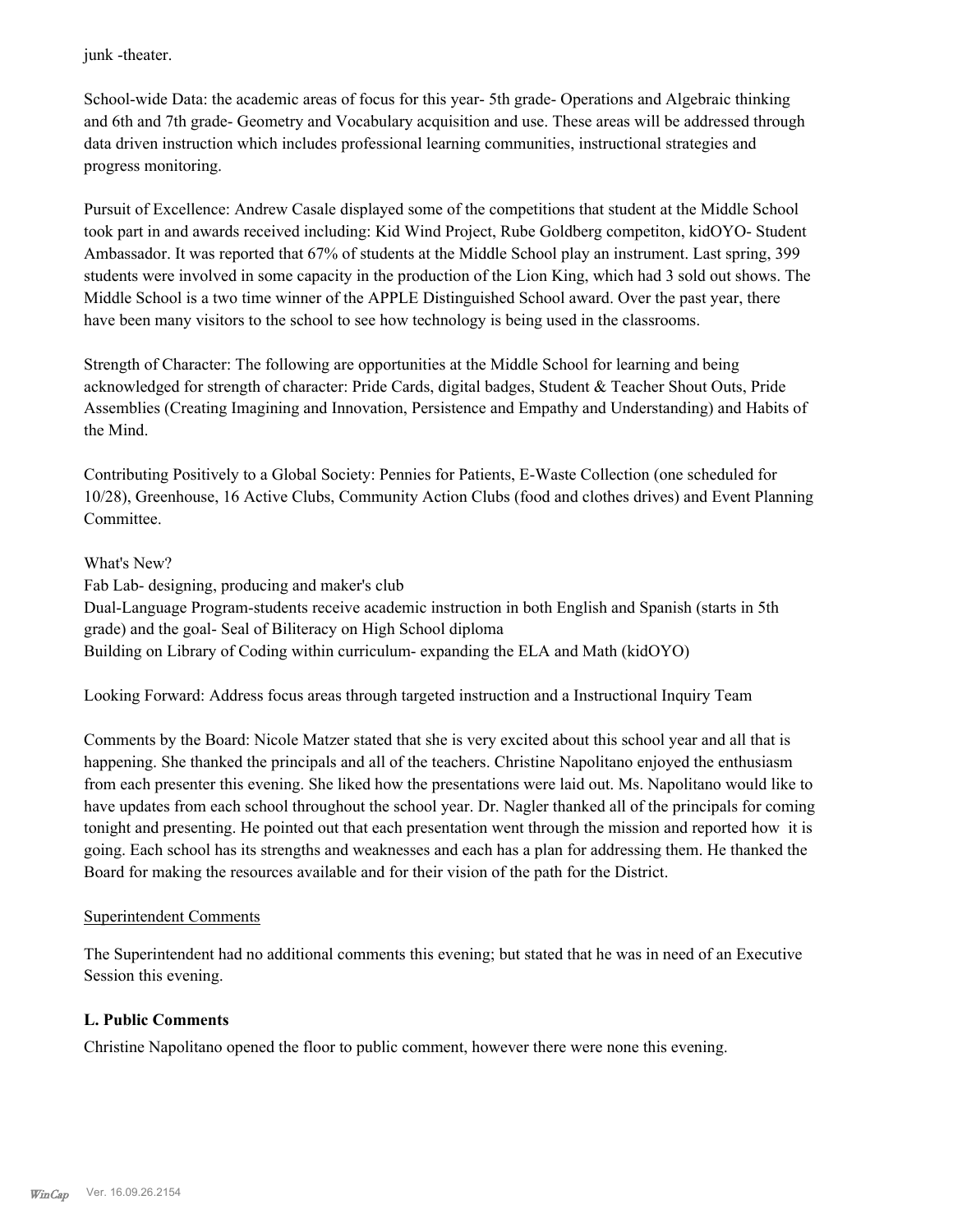junk -theater.

School-wide Data: the academic areas of focus for this year- 5th grade- Operations and Algebraic thinking and 6th and 7th grade- Geometry and Vocabulary acquisition and use. These areas will be addressed through data driven instruction which includes professional learning communities, instructional strategies and progress monitoring.

Pursuit of Excellence: Andrew Casale displayed some of the competitions that student at the Middle School took part in and awards received including: Kid Wind Project, Rube Goldberg competiton, kidOYO- Student Ambassador. It was reported that 67% of students at the Middle School play an instrument. Last spring, 399 students were involved in some capacity in the production of the Lion King, which had 3 sold out shows. The Middle School is a two time winner of the APPLE Distinguished School award. Over the past year, there have been many visitors to the school to see how technology is being used in the classrooms.

Strength of Character: The following are opportunities at the Middle School for learning and being acknowledged for strength of character: Pride Cards, digital badges, Student & Teacher Shout Outs, Pride Assemblies (Creating Imagining and Innovation, Persistence and Empathy and Understanding) and Habits of the Mind.

Contributing Positively to a Global Society: Pennies for Patients, E-Waste Collection (one scheduled for 10/28), Greenhouse, 16 Active Clubs, Community Action Clubs (food and clothes drives) and Event Planning Committee.

What's New?
Fab Lab- designing, producing and maker's club
Dual-Language Program-students receive academic instruction in both English and Spanish (starts in 5th grade) and the goal- Seal of Biliteracy on High School diploma
Building on Library of Coding within curriculum- expanding the ELA and Math (kidOYO)

Looking Forward: Address focus areas through targeted instruction and a Instructional Inquiry Team

Comments by the Board: Nicole Matzer stated that she is very excited about this school year and all that is happening. She thanked the principals and all of the teachers. Christine Napolitano enjoyed the enthusiasm from each presenter this evening. She liked how the presentations were laid out. Ms. Napolitano would like to have updates from each school throughout the school year. Dr. Nagler thanked all of the principals for coming tonight and presenting. He pointed out that each presentation went through the mission and reported how it is going. Each school has its strengths and weaknesses and each has a plan for addressing them. He thanked the Board for making the resources available and for their vision of the path for the District.

Superintendent Comments

The Superintendent had no additional comments this evening; but stated that he was in need of an Executive Session this evening.

**L. Public Comments**

Christine Napolitano opened the floor to public comment, however there were none this evening.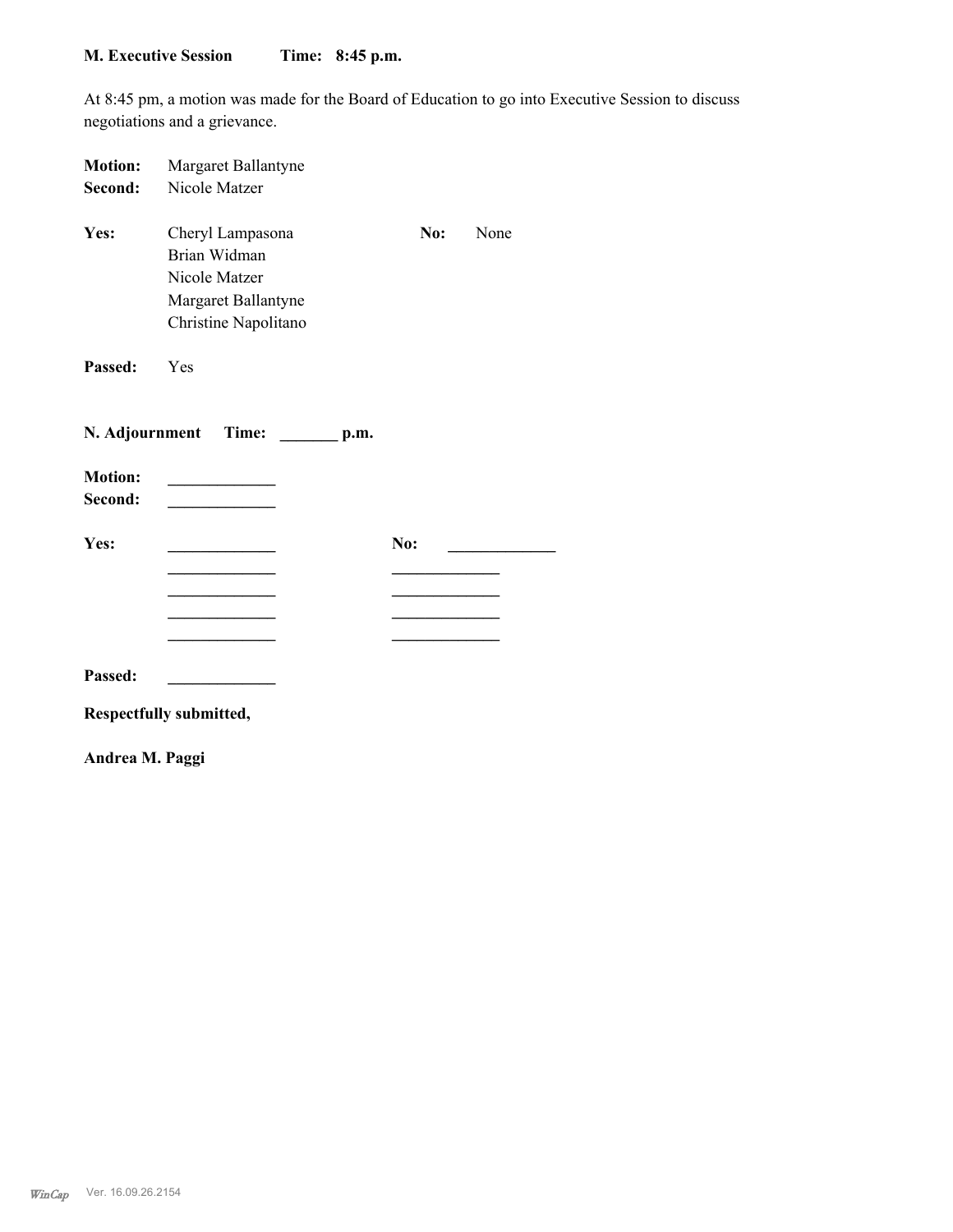**M. Executive Session Time: 8:45 p.m.**

At 8:45 pm, a motion was made for the Board of Education to go into Executive Session to discuss negotiations and a grievance.

**Motion:** Margaret Ballantyne
**Second:** Nicole Matzer

**Yes:** Cheryl Lampasona
Brian Widman
Nicole Matzer
Margaret Ballantyne
Christine Napolitano

**No:** None

**Passed:** Yes

**N. Adjournment Time: _______ p.m.**

**Motion:** _____________
**Second:** _____________

**Yes:** _____________
_____________
_____________
_____________
_____________

**No:** _____________
_____________
_____________
_____________
_____________

**Passed:** _____________

**Respectfully submitted,**

**Andrea M. Paggi**